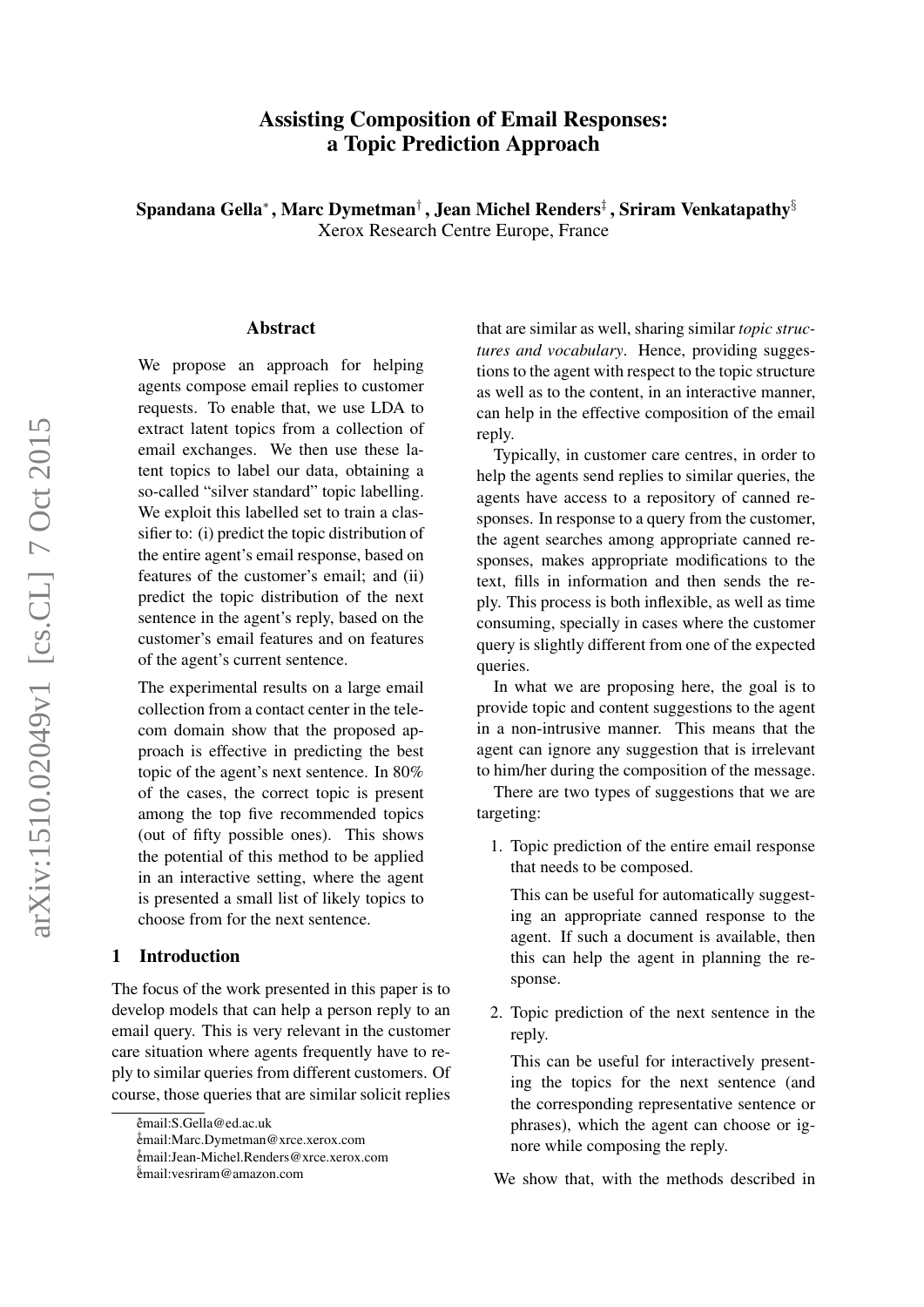# Assisting Composition of Email Responses: a Topic Prediction Approach

**Spandana Gella*, Marc Dymetman†, Jean Michel Renders‡, Sriram Venkatapathy§**
Xerox Research Centre Europe, France

## Abstract

We propose an approach for helping agents compose email replies to customer requests. To enable that, we use LDA to extract latent topics from a collection of email exchanges. We then use these latent topics to label our data, obtaining a so-called "silver standard" topic labelling. We exploit this labelled set to train a classifier to: (i) predict the topic distribution of the entire agent's email response, based on features of the customer's email; and (ii) predict the topic distribution of the next sentence in the agent's reply, based on the customer's email features and on features of the agent's current sentence.

The experimental results on a large email collection from a contact center in the telecom domain show that the proposed approach is effective in predicting the best topic of the agent's next sentence. In 80% of the cases, the correct topic is present among the top five recommended topics (out of fifty possible ones). This shows the potential of this method to be applied in an interactive setting, where the agent is presented a small list of likely topics to choose from for the next sentence.

## 1 Introduction

The focus of the work presented in this paper is to develop models that can help a person reply to an email query. This is very relevant in the customer care situation where agents frequently have to reply to similar queries from different customers. Of course, those queries that are similar solicit replies that are similar as well, sharing similar *topic structures and vocabulary*. Hence, providing suggestions to the agent with respect to the topic structure as well as to the content, in an interactive manner, can help in the effective composition of the email reply.

Typically, in customer care centres, in order to help the agents send replies to similar queries, the agents have access to a repository of canned responses. In response to a query from the customer, the agent searches among appropriate canned responses, makes appropriate modifications to the text, fills in information and then sends the reply. This process is both inflexible, as well as time consuming, specially in cases where the customer query is slightly different from one of the expected queries.

In what we are proposing here, the goal is to provide topic and content suggestions to the agent in a non-intrusive manner. This means that the agent can ignore any suggestion that is irrelevant to him/her during the composition of the message.

There are two types of suggestions that we are targeting:

1. Topic prediction of the entire email response that needs to be composed.

   This can be useful for automatically suggesting an appropriate canned response to the agent. If such a document is available, then this can help the agent in planning the response.

2. Topic prediction of the next sentence in the reply.

   This can be useful for interactively presenting the topics for the next sentence (and the corresponding representative sentence or phrases), which the agent can choose or ignore while composing the reply.

We show that, with the methods described in

---

*email:S.Gella@ed.ac.uk
†email:Marc.Dymetman@xrce.xerox.com
‡email:Jean-Michel.Renders@xrce.xerox.com
§email:vesriram@amazon.com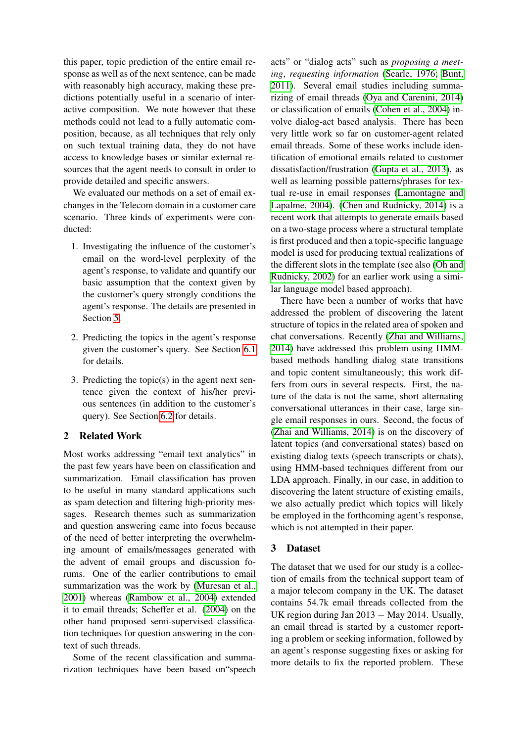this paper, topic prediction of the entire email response as well as of the next sentence, can be made with reasonably high accuracy, making these predictions potentially useful in a scenario of interactive composition. We note however that these methods could not lead to a fully automatic composition, because, as all techniques that rely only on such textual training data, they do not have access to knowledge bases or similar external resources that the agent needs to consult in order to provide detailed and specific answers.

We evaluated our methods on a set of email exchanges in the Telecom domain in a customer care scenario. Three kinds of experiments were conducted:

1. Investigating the influence of the customer's email on the word-level perplexity of the agent's response, to validate and quantify our basic assumption that the context given by the customer's query strongly conditions the agent's response. The details are presented in Section 5.

2. Predicting the topics in the agent's response given the customer's query. See Section 6.1 for details.

3. Predicting the topic(s) in the agent next sentence given the context of his/her previous sentences (in addition to the customer's query). See Section 6.2 for details.

## 2 Related Work

Most works addressing "email text analytics" in the past few years have been on classification and summarization. Email classification has proven to be useful in many standard applications such as spam detection and filtering high-priority messages. Research themes such as summarization and question answering came into focus because of the need of better interpreting the overwhelming amount of emails/messages generated with the advent of email groups and discussion forums. One of the earlier contributions to email summarization was the work by (Muresan et al., 2001) whereas (Rambow et al., 2004) extended it to email threads; Scheffer et al. (2004) on the other hand proposed semi-supervised classification techniques for question answering in the context of such threads.

Some of the recent classification and summarization techniques have been based on"speech acts" or "dialog acts" such as *proposing a meeting*, *requesting information* (Searle, 1976; Bunt, 2011). Several email studies including summarizing of email threads (Oya and Carenini, 2014) or classification of emails (Cohen et al., 2004) involve dialog-act based analysis. There has been very little work so far on customer-agent related email threads. Some of these works include identification of emotional emails related to customer dissatisfaction/frustration (Gupta et al., 2013), as well as learning possible patterns/phrases for textual re-use in email responses (Lamontagne and Lapalme, 2004). (Chen and Rudnicky, 2014) is a recent work that attempts to generate emails based on a two-stage process where a structural template is first produced and then a topic-specific language model is used for producing textual realizations of the different slots in the template (see also (Oh and Rudnicky, 2002) for an earlier work using a similar language model based approach).

There have been a number of works that have addressed the problem of discovering the latent structure of topics in the related area of spoken and chat conversations. Recently (Zhai and Williams, 2014) have addressed this problem using HMM-based methods handling dialog state transitions and topic content simultaneously; this work differs from ours in several respects. First, the nature of the data is not the same, short alternating conversational utterances in their case, large single email responses in ours. Second, the focus of (Zhai and Williams, 2014) is on the discovery of latent topics (and conversational states) based on existing dialog texts (speech transcripts or chats), using HMM-based techniques different from our LDA approach. Finally, in our case, in addition to discovering the latent structure of existing emails, we also actually predict which topics will likely be employed in the forthcoming agent's response, which is not attempted in their paper.

## 3 Dataset

The dataset that we used for our study is a collection of emails from the technical support team of a major telecom company in the UK. The dataset contains 54.7k email threads collected from the UK region during Jan 2013 – May 2014. Usually, an email thread is started by a customer reporting a problem or seeking information, followed by an agent's response suggesting fixes or asking for more details to fix the reported problem. These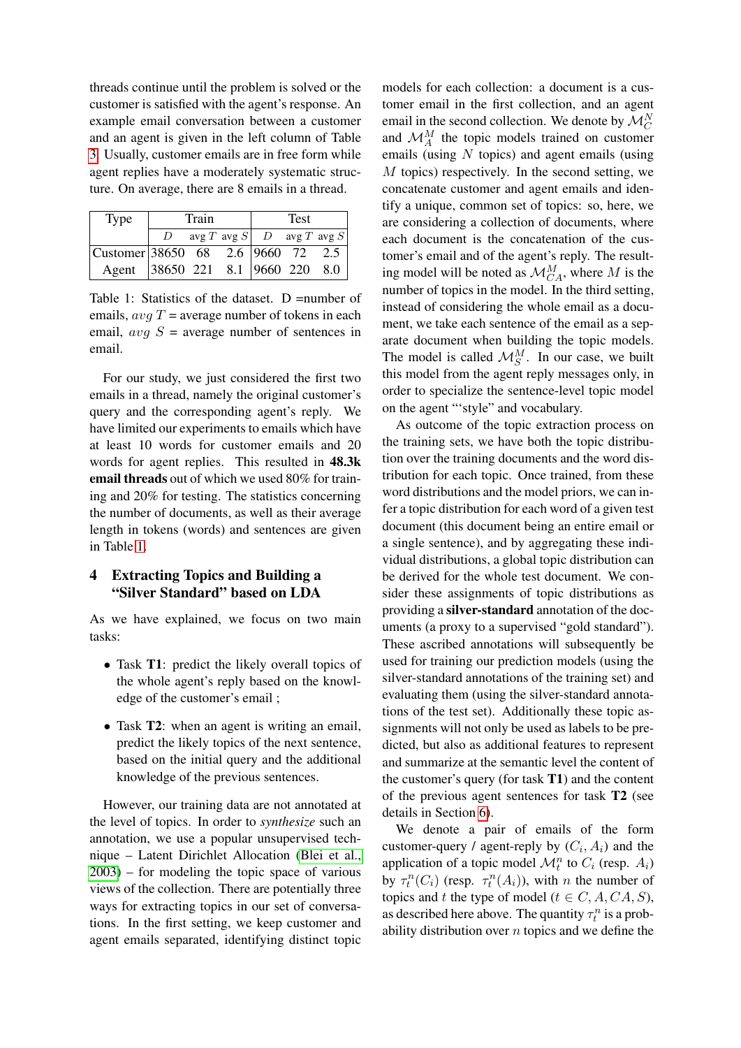threads continue until the problem is solved or the customer is satisfied with the agent's response. An example email conversation between a customer and an agent is given in the left column of Table 3. Usually, customer emails are in free form while agent replies have a moderately systematic structure. On average, there are 8 emails in a thread.

| Type | Train | | | Test | | |
|---|---|---|---|---|---|---|
| | $D$ | avg $T$ | avg $S$ | $D$ | avg $T$ | avg $S$ |
| Customer | 38650 | 68 | 2.6 | 9660 | 72 | 2.5 |
| Agent | 38650 | 221 | 8.1 | 9660 | 220 | 8.0 |

Table 1: Statistics of the dataset. D =number of emails, $avg\ T$ = average number of tokens in each email, $avg\ S$ = average number of sentences in email.

For our study, we just considered the first two emails in a thread, namely the original customer's query and the corresponding agent's reply. We have limited our experiments to emails which have at least 10 words for customer emails and 20 words for agent replies. This resulted in **48.3k email threads** out of which we used 80% for training and 20% for testing. The statistics concerning the number of documents, as well as their average length in tokens (words) and sentences are given in Table 1.

## 4 Extracting Topics and Building a "Silver Standard" based on LDA

As we have explained, we focus on two main tasks:

- Task **T1**: predict the likely overall topics of the whole agent's reply based on the knowledge of the customer's email ;
- Task **T2**: when an agent is writing an email, predict the likely topics of the next sentence, based on the initial query and the additional knowledge of the previous sentences.

However, our training data are not annotated at the level of topics. In order to *synthesize* such an annotation, we use a popular unsupervised technique – Latent Dirichlet Allocation (Blei et al., 2003) – for modeling the topic space of various views of the collection. There are potentially three ways for extracting topics in our set of conversations. In the first setting, we keep customer and agent emails separated, identifying distinct topic models for each collection: a document is a customer email in the first collection, and an agent email in the second collection. We denote by $\mathcal{M}_C^N$ and $\mathcal{M}_A^M$ the topic models trained on customer emails (using $N$ topics) and agent emails (using $M$ topics) respectively. In the second setting, we concatenate customer and agent emails and identify a unique, common set of topics: so, here, we are considering a collection of documents, where each document is the concatenation of the customer's email and of the agent's reply. The resulting model will be noted as $\mathcal{M}_{CA}^M$, where $M$ is the number of topics in the model. In the third setting, instead of considering the whole email as a document, we take each sentence of the email as a separate document when building the topic models. The model is called $\mathcal{M}_S^M$. In our case, we built this model from the agent reply messages only, in order to specialize the sentence-level topic model on the agent "'style" and vocabulary.

As outcome of the topic extraction process on the training sets, we have both the topic distribution over the training documents and the word distribution for each topic. Once trained, from these word distributions and the model priors, we can infer a topic distribution for each word of a given test document (this document being an entire email or a single sentence), and by aggregating these individual distributions, a global topic distribution can be derived for the whole test document. We consider these assignments of topic distributions as providing a **silver-standard** annotation of the documents (a proxy to a supervised "gold standard"). These ascribed annotations will subsequently be used for training our prediction models (using the silver-standard annotations of the training set) and evaluating them (using the silver-standard annotations of the test set). Additionally these topic assignments will not only be used as labels to be predicted, but also as additional features to represent and summarize at the semantic level the content of the customer's query (for task **T1**) and the content of the previous agent sentences for task **T2** (see details in Section 6).

We denote a pair of emails of the form customer-query / agent-reply by $(C_i, A_i)$ and the application of a topic model $\mathcal{M}_t^n$ to $C_i$ (resp. $A_i$) by $\tau_t^n(C_i)$ (resp. $\tau_t^n(A_i)$), with $n$ the number of topics and $t$ the type of model ($t \in C, A, CA, S$), as described here above. The quantity $\tau_t^n$ is a probability distribution over $n$ topics and we define the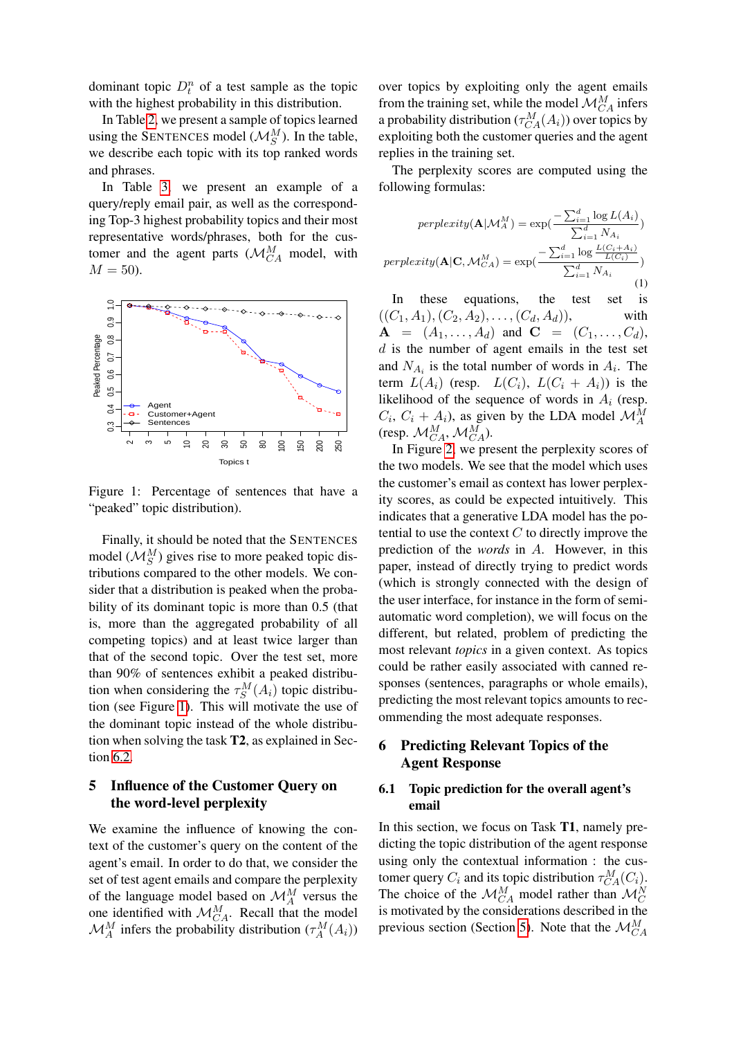dominant topic $D_t^n$ of a test sample as the topic with the highest probability in this distribution.

In Table 2, we present a sample of topics learned using the SENTENCES model ($\mathcal{M}_S^M$). In the table, we describe each topic with its top ranked words and phrases.

In Table 3 we present an example of a query/reply email pair, as well as the corresponding Top-3 highest probability topics and their most representative words/phrases, both for the customer and the agent parts ($\mathcal{M}_{CA}^M$ model, with $M = 50$).

Figure 1: Percentage of sentences that have a "peaked" topic distribution).

Finally, it should be noted that the SENTENCES model ($\mathcal{M}_S^M$) gives rise to more peaked topic distributions compared to the other models. We consider that a distribution is peaked when the probability of its dominant topic is more than 0.5 (that is, more than the aggregated probability of all competing topics) and at least twice larger than that of the second topic. Over the test set, more than 90% of sentences exhibit a peaked distribution when considering the $\tau_S^M(A_i)$ topic distribution (see Figure 1). This will motivate the use of the dominant topic instead of the whole distribution when solving the task **T2**, as explained in Section 6.2.

## 5 Influence of the Customer Query on the word-level perplexity

We examine the influence of knowing the context of the customer's query on the content of the agent's email. In order to do that, we consider the set of test agent emails and compare the perplexity of the language model based on $\mathcal{M}_A^M$ versus the one identified with $\mathcal{M}_{CA}^M$. Recall that the model $\mathcal{M}_A^M$ infers the probability distribution ($\tau_A^M(A_i)$) over topics by exploiting only the agent emails from the training set, while the model $\mathcal{M}_{CA}^M$ infers a probability distribution ($\tau_{CA}^M(A_i)$) over topics by exploiting both the customer queries and the agent replies in the training set.

The perplexity scores are computed using the following formulas:

$$perplexity(\mathbf{A}|\mathcal{M}_A^M) = \exp\left(\frac{-\sum_{i=1}^d \log L(A_i)}{\sum_{i=1}^d N_{A_i}}\right)$$

$$perplexity(\mathbf{A}|\mathbf{C}, \mathcal{M}_{CA}^M) = \exp\left(\frac{-\sum_{i=1}^d \log \frac{L(C_i+A_i)}{L(C_i)}}{\sum_{i=1}^d N_{A_i}}\right) \quad (1)$$

In these equations, the test set is $((C_1, A_1), (C_2, A_2), \ldots, (C_d, A_d))$, with $\mathbf{A} = (A_1, \ldots, A_d)$ and $\mathbf{C} = (C_1, \ldots, C_d)$, $d$ is the number of agent emails in the test set and $N_{A_i}$ is the total number of words in $A_i$. The term $L(A_i)$ (resp. $L(C_i)$, $L(C_i + A_i)$) is the likelihood of the sequence of words in $A_i$ (resp. $C_i$, $C_i + A_i$), as given by the LDA model $\mathcal{M}_A^M$ (resp. $\mathcal{M}_{CA}^M$, $\mathcal{M}_{CA}^M$).

In Figure 2, we present the perplexity scores of the two models. We see that the model which uses the customer's email as context has lower perplexity scores, as could be expected intuitively. This indicates that a generative LDA model has the potential to use the context $C$ to directly improve the prediction of the *words* in $A$. However, in this paper, instead of directly trying to predict words (which is strongly connected with the design of the user interface, for instance in the form of semi-automatic word completion), we will focus on the different, but related, problem of predicting the most relevant *topics* in a given context. As topics could be rather easily associated with canned responses (sentences, paragraphs or whole emails), predicting the most relevant topics amounts to recommending the most adequate responses.

## 6 Predicting Relevant Topics of the Agent Response

### 6.1 Topic prediction for the overall agent's email

In this section, we focus on Task **T1**, namely predicting the topic distribution of the agent response using only the contextual information : the customer query $C_i$ and its topic distribution $\tau_{CA}^M(C_i)$. The choice of the $\mathcal{M}_{CA}^M$ model rather than $\mathcal{M}_C^N$ is motivated by the considerations described in the previous section (Section 5). Note that the $\mathcal{M}_{CA}^M$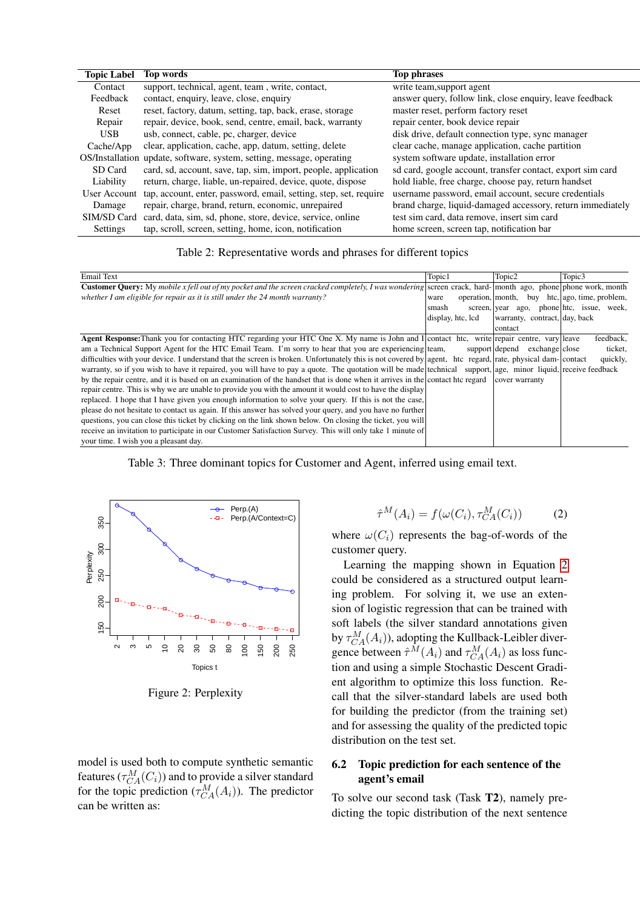| Topic Label | Top words | Top phrases |
|---|---|---|
| Contact | support, technical, agent, team , write, contact, | write team,support agent |
| Feedback | contact, enquiry, leave, close, enquiry | answer query, follow link, close enquiry, leave feedback |
| Reset | reset, factory, datum, setting, tap, back, erase, storage | master reset, perform factory reset |
| Repair | repair, device, book, send, centre, email, back, warranty | repair center, book device repair |
| USB | usb, connect, cable, pc, charger, device | disk drive, default connection type, sync manager |
| Cache/App | clear, application, cache, app, datum, setting, delete | clear cache, manage application, cache partition |
| OS/Installation | update, software, system, setting, message, operating | system software update, installation error |
| SD Card | card, sd, account, save, tap, sim, import, people, application | sd card, google account, transfer contact, export sim card |
| Liability | return, charge, liable, un-repaired, device, quote, dispose | hold liable, free charge, choose pay, return handset |
| User Account | tap, account, enter, password, email, setting, step, set, require | username password, email account, secure credentials |
| Damage | repair, charge, brand, return, economic, unrepaired | brand charge, liquid-damaged accessory, return immediately |
| SIM/SD Card | card, data, sim, sd, phone, store, device, service, online | test sim card, data remove, insert sim card |
| Settings | tap, scroll, screen, setting, home, icon, notification | home screen, screen tap, notification bar |

Table 2: Representative words and phrases for different topics

| Email Text | Topic1 | Topic2 | Topic3 |
|---|---|---|---|
| **Customer Query:** My *mobile x fell out of my pocket and the screen cracked completely, I was wondering whether I am eligible for repair as it is still under the 24 month warranty?* | screen crack, hardware operation, smash screen, display, htc, lcd | month ago, phone month, buy htc, year ago, phone warranty, contract, contact | phone work, month ago, time, problem, htc, issue, week, day, back |
| **Agent Response:**Thank you for contacting HTC regarding your HTC One X. My name is John and I am a Technical Support Agent for the HTC Email Team. I'm sorry to hear that you are experiencing difficulties with your device. I understand that the screen is broken. Unfortunately this is not covered by warranty, so if you wish to have it repaired, you will have to pay a quote. The quotation will be made by the repair centre, and it is based on an examination of the handset that is done when it arrives in the repair centre. This is why we are unable to provide you with the amount it would cost to have the display replaced. I hope that I have given you enough information to solve your query. If this is not the case, please do not hesitate to contact us again. If this answer has solved your query, and you have no further questions, you can close this ticket by clicking on the link shown below. On closing the ticket, you will receive an invitation to participate in our Customer Satisfaction Survey. This will only take 1 minute of your time. I wish you a pleasant day. | contact htc, write team, support agent, htc regard, technical support, contact htc regard | repair centre, vary depend exchange rate, physical damage, minor liquid, cover warranty | leave feedback, close ticket, contact quickly, receive feedback |

Table 3: Three dominant topics for Customer and Agent, inferred using email text.

Figure 2: Perplexity

model is used both to compute synthetic semantic features ($\tau_{CA}^M(C_i)$) and to provide a silver standard for the topic prediction ($\tau_{CA}^M(A_i)$). The predictor can be written as:

$$\hat{\tau}^M(A_i) = f(\omega(C_i), \tau_{CA}^M(C_i)) \quad (2)$$

where $\omega(C_i)$ represents the bag-of-words of the customer query.

Learning the mapping shown in Equation 2 could be considered as a structured output learning problem. For solving it, we use an extension of logistic regression that can be trained with soft labels (the silver standard annotations given by $\tau_{CA}^M(A_i)$), adopting the Kullback-Leibler divergence between $\hat{\tau}^M(A_i)$ and $\tau_{CA}^M(A_i)$ as loss function and using a simple Stochastic Descent Gradient algorithm to optimize this loss function. Recall that the silver-standard labels are used both for building the predictor (from the training set) and for assessing the quality of the predicted topic distribution on the test set.

### 6.2 Topic prediction for each sentence of the agent's email

To solve our second task (Task **T2**), namely predicting the topic distribution of the next sentence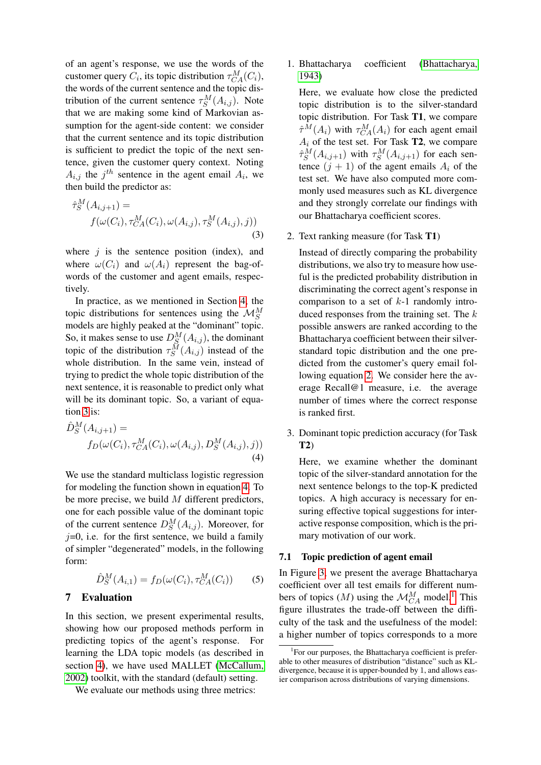of an agent's response, we use the words of the customer query $C_i$, its topic distribution $\tau_{CA}^{M}(C_i)$, the words of the current sentence and the topic distribution of the current sentence $\tau_{S}^{M}(A_{i,j})$. Note that we are making some kind of Markovian assumption for the agent-side content: we consider that the current sentence and its topic distribution is sufficient to predict the topic of the next sentence, given the customer query context. Noting $A_{i,j}$ the $j^{th}$ sentence in the agent email $A_i$, we then build the predictor as:

$$\hat{\tau}_{S}^{M}(A_{i,j+1}) = f(\omega(C_i), \tau_{CA}^{M}(C_i), \omega(A_{i,j}), \tau_{S}^{M}(A_{i,j}), j)) \quad (3)$$

where $j$ is the sentence position (index), and where $\omega(C_i)$ and $\omega(A_i)$ represent the bag-of-words of the customer and agent emails, respectively.

In practice, as we mentioned in Section 4, the topic distributions for sentences using the $\mathcal{M}_{S}^{M}$ models are highly peaked at the "dominant" topic. So, it makes sense to use $D_{S}^{M}(A_{i,j})$, the dominant topic of the distribution $\tau_{S}^{M}(A_{i,j})$ instead of the whole distribution. In the same vein, instead of trying to predict the whole topic distribution of the next sentence, it is reasonable to predict only what will be its dominant topic. So, a variant of equation 3 is:

$$\hat{D}_{S}^{M}(A_{i,j+1}) = f_D(\omega(C_i), \tau_{CA}^{M}(C_i), \omega(A_{i,j}), D_{S}^{M}(A_{i,j}), j)) \quad (4)$$

We use the standard multiclass logistic regression for modeling the function shown in equation 4. To be more precise, we build $M$ different predictors, one for each possible value of the dominant topic of the current sentence $D_{S}^{M}(A_{i,j})$. Moreover, for $j$=0, i.e. for the first sentence, we build a family of simpler "degenerated" models, in the following form:

$$\hat{D}_{S}^{M}(A_{i,1}) = f_D(\omega(C_i), \tau_{CA}^{M}(C_i)) \quad (5)$$

## 7 Evaluation

In this section, we present experimental results, showing how our proposed methods perform in predicting topics of the agent's response. For learning the LDA topic models (as described in section 4), we have used MALLET (McCallum, 2002) toolkit, with the standard (default) setting.

We evaluate our methods using three metrics:

1. Bhattacharya coefficient (Bhattacharya, 1943)

   Here, we evaluate how close the predicted topic distribution is to the silver-standard topic distribution. For Task **T1**, we compare $\hat{\tau}^{M}(A_i)$ with $\tau_{CA}^{M}(A_i)$ for each agent email $A_i$ of the test set. For Task **T2**, we compare $\hat{\tau}_{S}^{M}(A_{i,j+1})$ with $\tau_{S}^{M}(A_{i,j+1})$ for each sentence $(j+1)$ of the agent emails $A_i$ of the test set. We have also computed more commonly used measures such as KL divergence and they strongly correlate our findings with our Bhattacharya coefficient scores.

2. Text ranking measure (for Task **T1**)

   Instead of directly comparing the probability distributions, we also try to measure how useful is the predicted probability distribution in discriminating the correct agent's response in comparison to a set of $k$-1 randomly introduced responses from the training set. The $k$ possible answers are ranked according to the Bhattacharya coefficient between their silver-standard topic distribution and the one predicted from the customer's query email following equation 2. We consider here the average Recall@1 measure, i.e. the average number of times where the correct response is ranked first.

3. Dominant topic prediction accuracy (for Task **T2**)

   Here, we examine whether the dominant topic of the silver-standard annotation for the next sentence belongs to the top-K predicted topics. A high accuracy is necessary for ensuring effective topical suggestions for interactive response composition, which is the primary motivation of our work.

### 7.1 Topic prediction of agent email

In Figure 3, we present the average Bhattacharya coefficient over all test emails for different numbers of topics ($M$) using the $\mathcal{M}_{CA}^{M}$ model.[1] This figure illustrates the trade-off between the difficulty of the task and the usefulness of the model: a higher number of topics corresponds to a more

[1] For our purposes, the Bhattacharya coefficient is preferable to other measures of distribution "distance" such as KL-divergence, because it is upper-bounded by 1, and allows easier comparison across distributions of varying dimensions.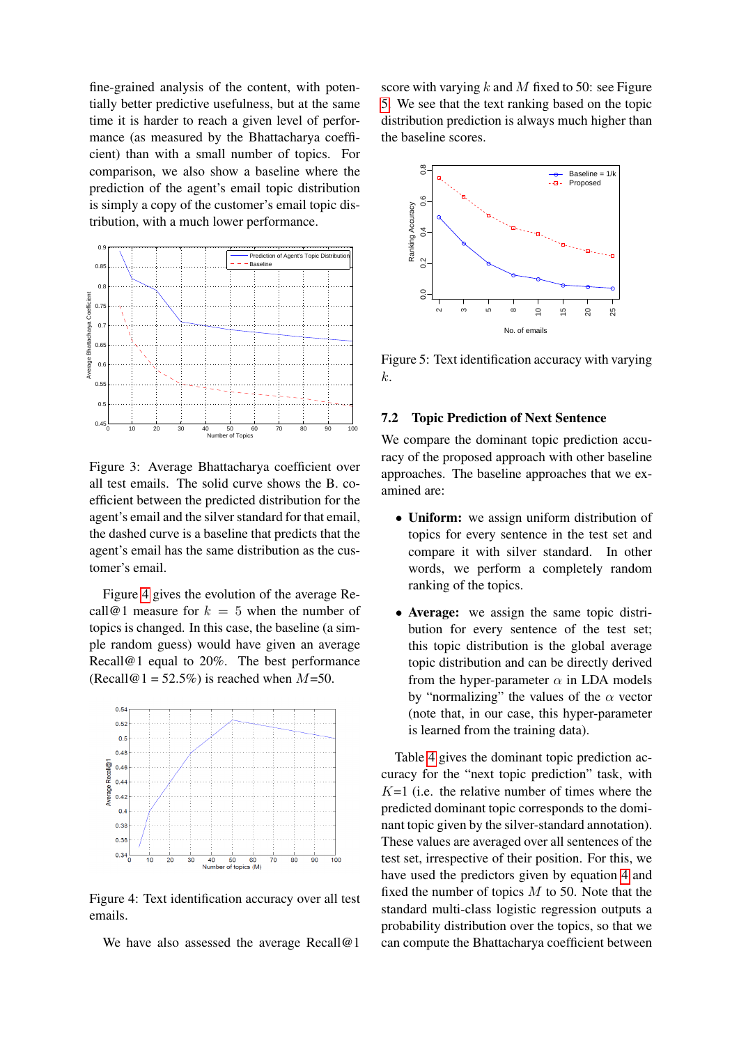fine-grained analysis of the content, with potentially better predictive usefulness, but at the same time it is harder to reach a given level of performance (as measured by the Bhattacharya coefficient) than with a small number of topics. For comparison, we also show a baseline where the prediction of the agent's email topic distribution is simply a copy of the customer's email topic distribution, with a much lower performance.

Figure 3: Average Bhattacharya coefficient over all test emails. The solid curve shows the B. coefficient between the predicted distribution for the agent's email and the silver standard for that email, the dashed curve is a baseline that predicts that the agent's email has the same distribution as the customer's email.

Figure 4 gives the evolution of the average Recall@1 measure for $k = 5$ when the number of topics is changed. In this case, the baseline (a simple random guess) would have given an average Recall@1 equal to 20%. The best performance (Recall@1 = 52.5%) is reached when $M$=50.

Figure 4: Text identification accuracy over all test emails.

We have also assessed the average Recall@1 score with varying $k$ and $M$ fixed to 50: see Figure 5. We see that the text ranking based on the topic distribution prediction is always much higher than the baseline scores.

Figure 5: Text identification accuracy with varying $k$.

### 7.2 Topic Prediction of Next Sentence

We compare the dominant topic prediction accuracy of the proposed approach with other baseline approaches. The baseline approaches that we examined are:

- **Uniform:** we assign uniform distribution of topics for every sentence in the test set and compare it with silver standard. In other words, we perform a completely random ranking of the topics.
- **Average:** we assign the same topic distribution for every sentence of the test set; this topic distribution is the global average topic distribution and can be directly derived from the hyper-parameter $\alpha$ in LDA models by "normalizing" the values of the $\alpha$ vector (note that, in our case, this hyper-parameter is learned from the training data).

Table 4 gives the dominant topic prediction accuracy for the "next topic prediction" task, with $K$=1 (i.e. the relative number of times where the predicted dominant topic corresponds to the dominant topic given by the silver-standard annotation). These values are averaged over all sentences of the test set, irrespective of their position. For this, we have used the predictors given by equation 4 and fixed the number of topics $M$ to 50. Note that the standard multi-class logistic regression outputs a probability distribution over the topics, so that we can compute the Bhattacharya coefficient between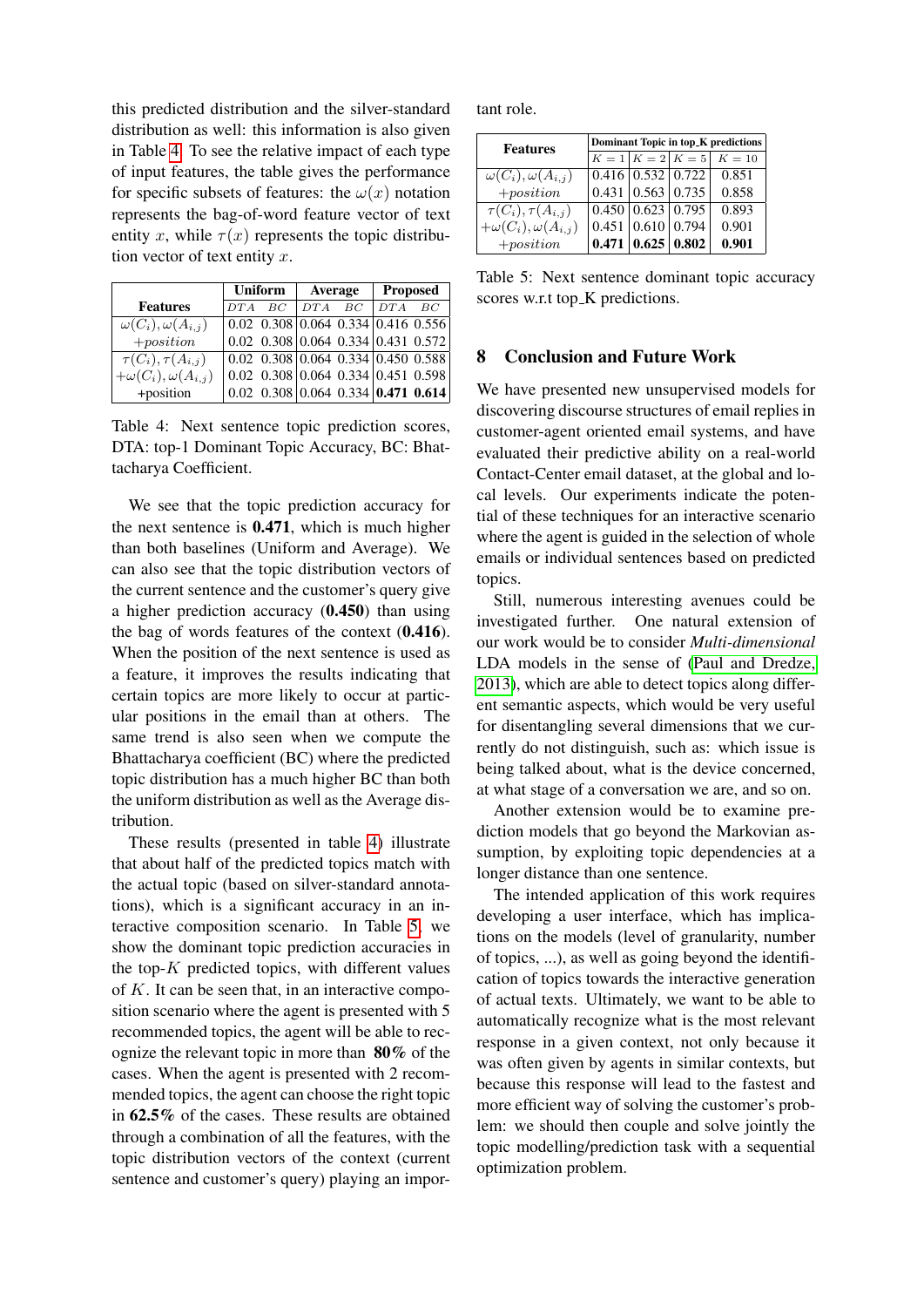this predicted distribution and the silver-standard distribution as well: this information is also given in Table 4. To see the relative impact of each type of input features, the table gives the performance for specific subsets of features: the $\omega(x)$ notation represents the bag-of-word feature vector of text entity $x$, while $\tau(x)$ represents the topic distribution vector of text entity $x$.

| Features | Uniform | | Average | | Proposed | |
|---|---|---|---|---|---|---|
| | *DTA* | *BC* | *DTA* | *BC* | *DTA* | *BC* |
| $\omega(C_i), \omega(A_{i,j})$ | 0.02 | 0.308 | 0.064 | 0.334 | 0.416 | 0.556 |
| $+position$ | 0.02 | 0.308 | 0.064 | 0.334 | 0.431 | 0.572 |
| $\tau(C_i), \tau(A_{i,j})$ | 0.02 | 0.308 | 0.064 | 0.334 | 0.450 | 0.588 |
| $+\omega(C_i), \omega(A_{i,j})$ | 0.02 | 0.308 | 0.064 | 0.334 | 0.451 | 0.598 |
| +position | 0.02 | 0.308 | 0.064 | 0.334 | **0.471** | **0.614** |

Table 4: Next sentence topic prediction scores, DTA: top-1 Dominant Topic Accuracy, BC: Bhattacharya Coefficient.

We see that the topic prediction accuracy for the next sentence is **0.471**, which is much higher than both baselines (Uniform and Average). We can also see that the topic distribution vectors of the current sentence and the customer's query give a higher prediction accuracy (**0.450**) than using the bag of words features of the context (**0.416**). When the position of the next sentence is used as a feature, it improves the results indicating that certain topics are more likely to occur at particular positions in the email than at others. The same trend is also seen when we compute the Bhattacharya coefficient (BC) where the predicted topic distribution has a much higher BC than both the uniform distribution as well as the Average distribution.

These results (presented in table 4) illustrate that about half of the predicted topics match with the actual topic (based on silver-standard annotations), which is a significant accuracy in an interactive composition scenario. In Table 5, we show the dominant topic prediction accuracies in the top-$K$ predicted topics, with different values of $K$. It can be seen that, in an interactive composition scenario where the agent is presented with 5 recommended topics, the agent will be able to recognize the relevant topic in more than **80%** of the cases. When the agent is presented with 2 recommended topics, the agent can choose the right topic in **62.5%** of the cases. These results are obtained through a combination of all the features, with the topic distribution vectors of the context (current sentence and customer's query) playing an important role.

| Features | Dominant Topic in top_K predictions | | | |
|---|---|---|---|---|
| | $K=1$ | $K=2$ | $K=5$ | $K=10$ |
| $\omega(C_i), \omega(A_{i,j})$ | 0.416 | 0.532 | 0.722 | 0.851 |
| $+position$ | 0.431 | 0.563 | 0.735 | 0.858 |
| $\tau(C_i), \tau(A_{i,j})$ | 0.450 | 0.623 | 0.795 | 0.893 |
| $+\omega(C_i), \omega(A_{i,j})$ | 0.451 | 0.610 | 0.794 | 0.901 |
| $+position$ | **0.471** | **0.625** | **0.802** | **0.901** |

Table 5: Next sentence dominant topic accuracy scores w.r.t top_K predictions.

## 8 Conclusion and Future Work

We have presented new unsupervised models for discovering discourse structures of email replies in customer-agent oriented email systems, and have evaluated their predictive ability on a real-world Contact-Center email dataset, at the global and local levels. Our experiments indicate the potential of these techniques for an interactive scenario where the agent is guided in the selection of whole emails or individual sentences based on predicted topics.

Still, numerous interesting avenues could be investigated further. One natural extension of our work would be to consider *Multi-dimensional* LDA models in the sense of (Paul and Dredze, 2013), which are able to detect topics along different semantic aspects, which would be very useful for disentangling several dimensions that we currently do not distinguish, such as: which issue is being talked about, what is the device concerned, at what stage of a conversation we are, and so on.

Another extension would be to examine prediction models that go beyond the Markovian assumption, by exploiting topic dependencies at a longer distance than one sentence.

The intended application of this work requires developing a user interface, which has implications on the models (level of granularity, number of topics, ...), as well as going beyond the identification of topics towards the interactive generation of actual texts. Ultimately, we want to be able to automatically recognize what is the most relevant response in a given context, not only because it was often given by agents in similar contexts, but because this response will lead to the fastest and more efficient way of solving the customer's problem: we should then couple and solve jointly the topic modelling/prediction task with a sequential optimization problem.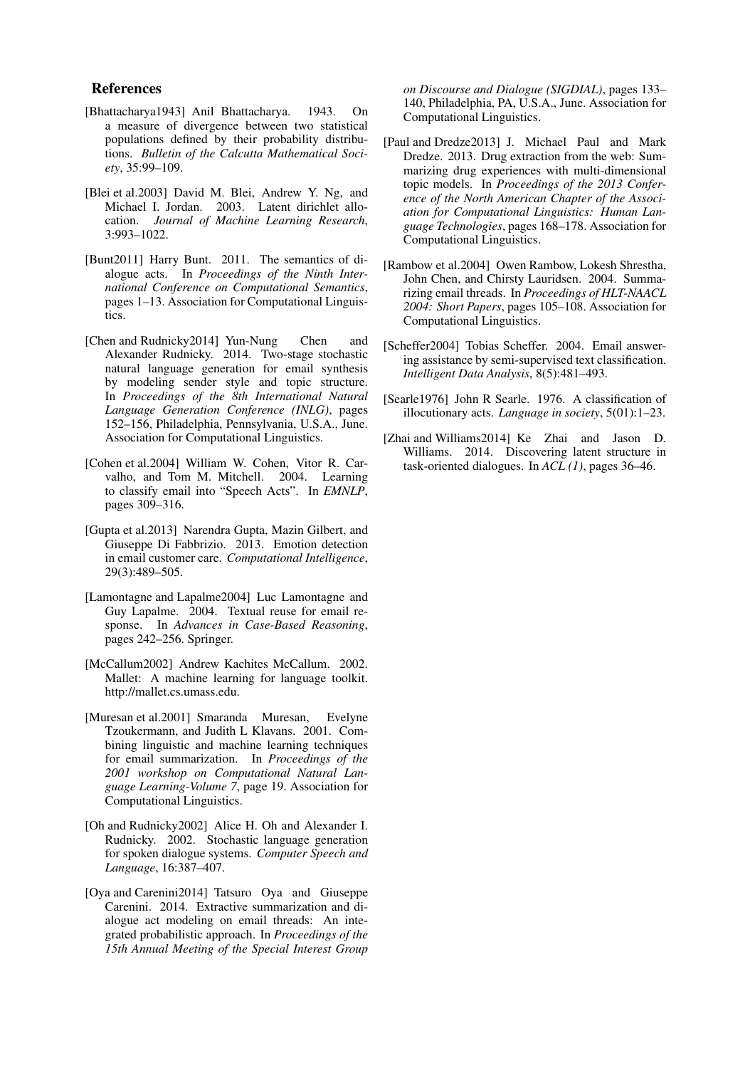## References

[Bhattacharya1943] Anil Bhattacharya. 1943. On a measure of divergence between two statistical populations defined by their probability distributions. *Bulletin of the Calcutta Mathematical Society*, 35:99–109.

[Blei et al.2003] David M. Blei, Andrew Y. Ng, and Michael I. Jordan. 2003. Latent dirichlet allocation. *Journal of Machine Learning Research*, 3:993–1022.

[Bunt2011] Harry Bunt. 2011. The semantics of dialogue acts. In *Proceedings of the Ninth International Conference on Computational Semantics*, pages 1–13. Association for Computational Linguistics.

[Chen and Rudnicky2014] Yun-Nung Chen and Alexander Rudnicky. 2014. Two-stage stochastic natural language generation for email synthesis by modeling sender style and topic structure. In *Proceedings of the 8th International Natural Language Generation Conference (INLG)*, pages 152–156, Philadelphia, Pennsylvania, U.S.A., June. Association for Computational Linguistics.

[Cohen et al.2004] William W. Cohen, Vitor R. Carvalho, and Tom M. Mitchell. 2004. Learning to classify email into "Speech Acts". In *EMNLP*, pages 309–316.

[Gupta et al.2013] Narendra Gupta, Mazin Gilbert, and Giuseppe Di Fabbrizio. 2013. Emotion detection in email customer care. *Computational Intelligence*, 29(3):489–505.

[Lamontagne and Lapalme2004] Luc Lamontagne and Guy Lapalme. 2004. Textual reuse for email response. In *Advances in Case-Based Reasoning*, pages 242–256. Springer.

[McCallum2002] Andrew Kachites McCallum. 2002. Mallet: A machine learning for language toolkit. http://mallet.cs.umass.edu.

[Muresan et al.2001] Smaranda Muresan, Evelyne Tzoukermann, and Judith L Klavans. 2001. Combining linguistic and machine learning techniques for email summarization. In *Proceedings of the 2001 workshop on Computational Natural Language Learning-Volume 7*, page 19. Association for Computational Linguistics.

[Oh and Rudnicky2002] Alice H. Oh and Alexander I. Rudnicky. 2002. Stochastic language generation for spoken dialogue systems. *Computer Speech and Language*, 16:387–407.

[Oya and Carenini2014] Tatsuro Oya and Giuseppe Carenini. 2014. Extractive summarization and dialogue act modeling on email threads: An integrated probabilistic approach. In *Proceedings of the 15th Annual Meeting of the Special Interest Group on Discourse and Dialogue (SIGDIAL)*, pages 133–140, Philadelphia, PA, U.S.A., June. Association for Computational Linguistics.

[Paul and Dredze2013] J. Michael Paul and Mark Dredze. 2013. Drug extraction from the web: Summarizing drug experiences with multi-dimensional topic models. In *Proceedings of the 2013 Conference of the North American Chapter of the Association for Computational Linguistics: Human Language Technologies*, pages 168–178. Association for Computational Linguistics.

[Rambow et al.2004] Owen Rambow, Lokesh Shrestha, John Chen, and Chirsty Lauridsen. 2004. Summarizing email threads. In *Proceedings of HLT-NAACL 2004: Short Papers*, pages 105–108. Association for Computational Linguistics.

[Scheffer2004] Tobias Scheffer. 2004. Email answering assistance by semi-supervised text classification. *Intelligent Data Analysis*, 8(5):481–493.

[Searle1976] John R Searle. 1976. A classification of illocutionary acts. *Language in society*, 5(01):1–23.

[Zhai and Williams2014] Ke Zhai and Jason D. Williams. 2014. Discovering latent structure in task-oriented dialogues. In *ACL (1)*, pages 36–46.